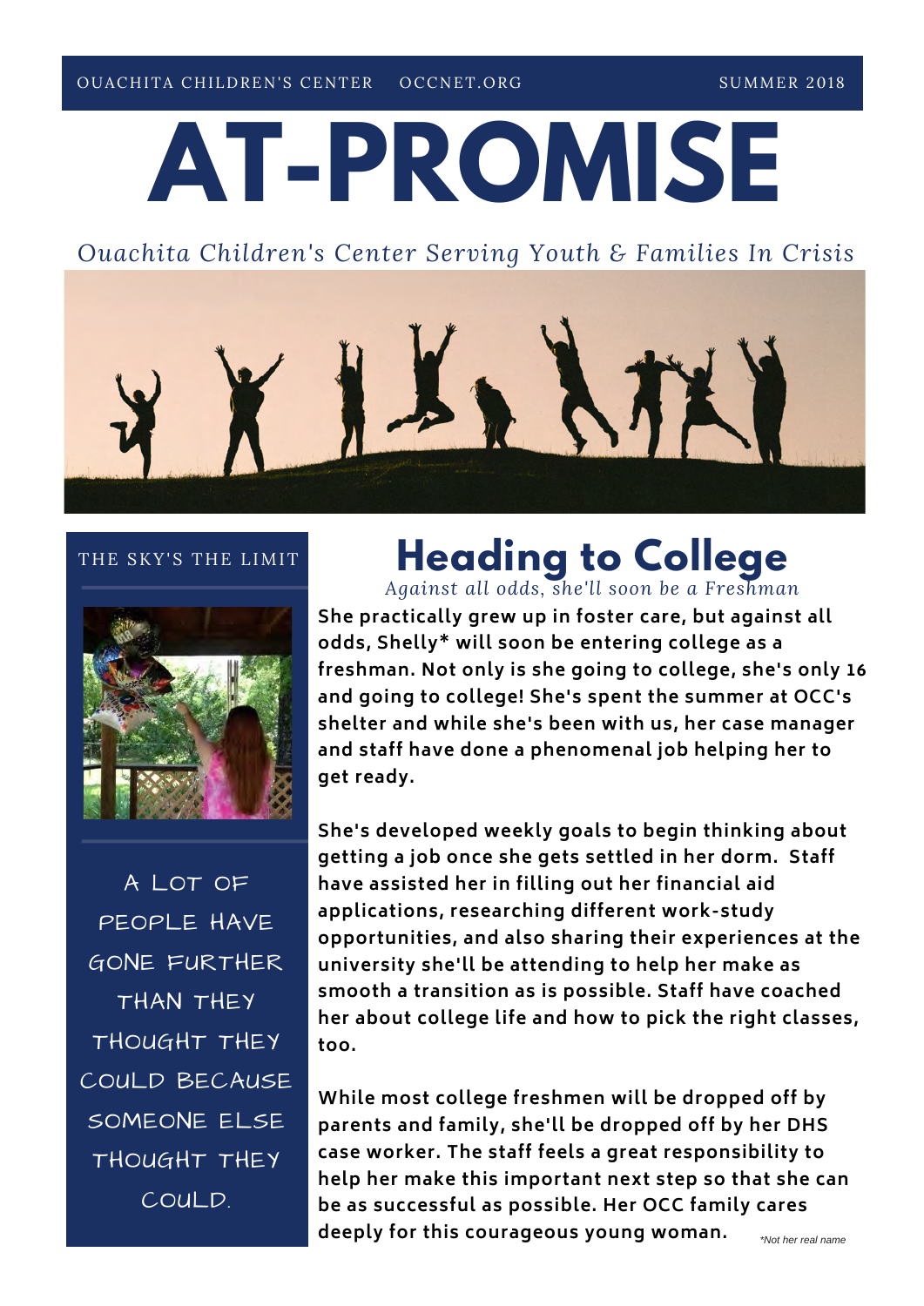OUACHITA CHILDREN'S CENTER OCCNET.ORG SUMMER 2018

# AT-PROMISE

*Ouachita Children's Center Serving Youth & Families In Crisis*

THE SKY'S THE LIMIT

A LOT OF PEOPLE HAVE GONE FURTHER THAN THEY THOUGHT THEY COULD BECAUSE SOMEONE ELSE THOUGHT THEY COULD.

## Heading to College

*Against all odds, she'll soon be a Freshman*

**She practically grew up in foster care, but against all odds, Shelly* will soon be entering college as a freshman. Not only is she going to college, she's only 16 and going to college! She's spent the summer at OCC's shelter and while she's been with us, her case manager and staff have done a phenomenal job helping her to get ready.**

**She's developed weekly goals to begin thinking about getting a job once she gets settled in her dorm. Staff have assisted her in filling out her financial aid applications, researching different work-study opportunities, and also sharing their experiences at the university she'll be attending to help her make as smooth a transition as is possible. Staff have coached her about college life and how to pick the right classes, too.**

**While most college freshmen will be dropped off by parents and family, she'll be dropped off by her DHS case worker. The staff feels a great responsibility to help her make this important next step so that she can be as successful as possible. Her OCC family cares deeply for this courageous young woman.**

*Not her real name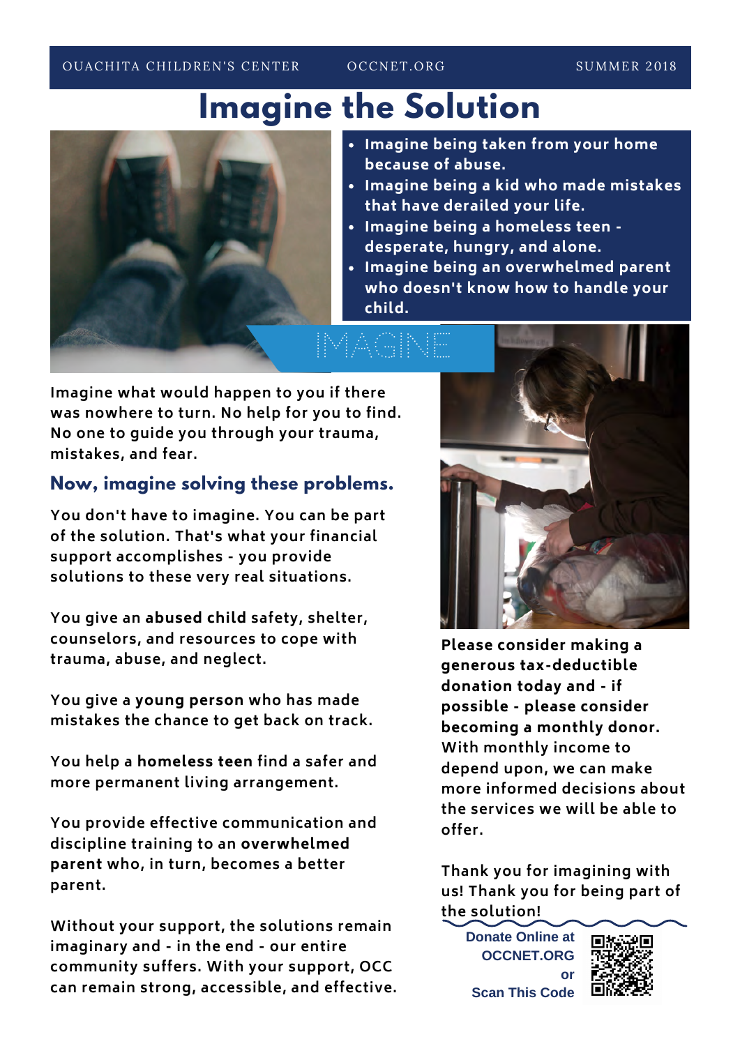# Imagine the Solution

- Imagine being taken from your home because of abuse.
- Imagine being a kid who made mistakes that have derailed your life.
- Imagine being a homeless teen - desperate, hungry, and alone.
- Imagine being an overwhelmed parent who doesn't know how to handle your child.

IMAGINE

Imagine what would happen to you if there was nowhere to turn. No help for you to find. No one to guide you through your trauma, mistakes, and fear.

## Now, imagine solving these problems.

You don't have to imagine. You can be part of the solution. That's what your financial support accomplishes - you provide solutions to these very real situations.

You give an **abused child** safety, shelter, counselors, and resources to cope with trauma, abuse, and neglect.

You give a **young person** who has made mistakes the chance to get back on track.

You help a **homeless teen** find a safer and more permanent living arrangement.

You provide effective communication and discipline training to an **overwhelmed parent** who, in turn, becomes a better parent.

Without your support, the solutions remain imaginary and - in the end - our entire community suffers. With your support, OCC can remain strong, accessible, and effective.

**Please consider making a generous tax-deductible donation today and - if possible - please consider becoming a monthly donor.** With monthly income to depend upon, we can make more informed decisions about the services we will be able to offer.

Thank you for imagining with us! Thank you for being part of the solution!

**Donate Online at OCCNET.ORG or Scan This Code**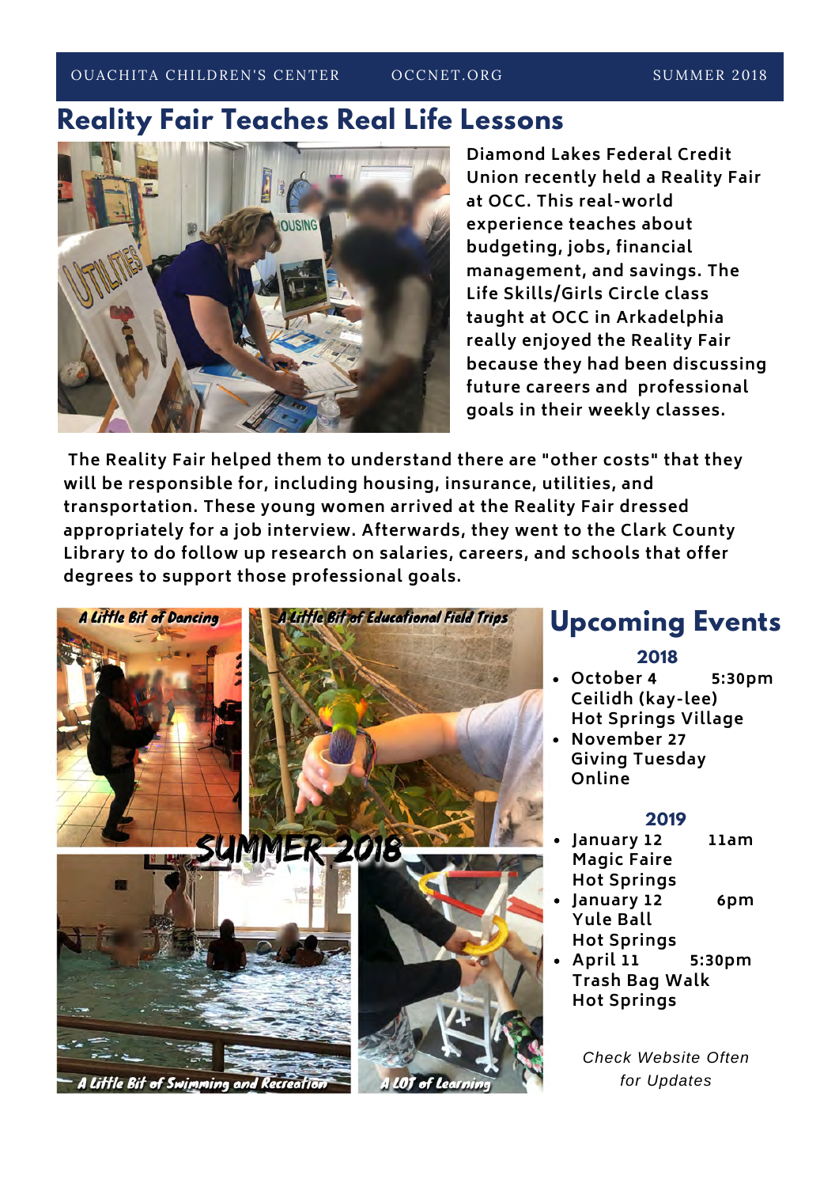## Reality Fair Teaches Real Life Lessons

Diamond Lakes Federal Credit Union recently held a Reality Fair at OCC. This real-world experience teaches about budgeting, jobs, financial management, and savings. The Life Skills/Girls Circle class taught at OCC in Arkadelphia really enjoyed the Reality Fair because they had been discussing future careers and professional goals in their weekly classes.

The Reality Fair helped them to understand there are "other costs" that they will be responsible for, including housing, insurance, utilities, and transportation. These young women arrived at the Reality Fair dressed appropriately for a job interview. Afterwards, they went to the Clark County Library to do follow up research on salaries, careers, and schools that offer degrees to support those professional goals.

A Little Bit of Dancing

A Little Bit of Educational Field Trips

SUMMER 2018

A Little Bit of Swimming and Recreation

A LOT of Learning

## Upcoming Events

### 2018

- October 4 5:30pm
  Ceilidh (kay-lee)
  Hot Springs Village
- November 27
  Giving Tuesday
  Online

### 2019

- January 12 11am
  Magic Faire
  Hot Springs
- January 12 6pm
  Yule Ball
  Hot Springs
- April 11 5:30pm
  Trash Bag Walk
  Hot Springs

*Check Website Often for Updates*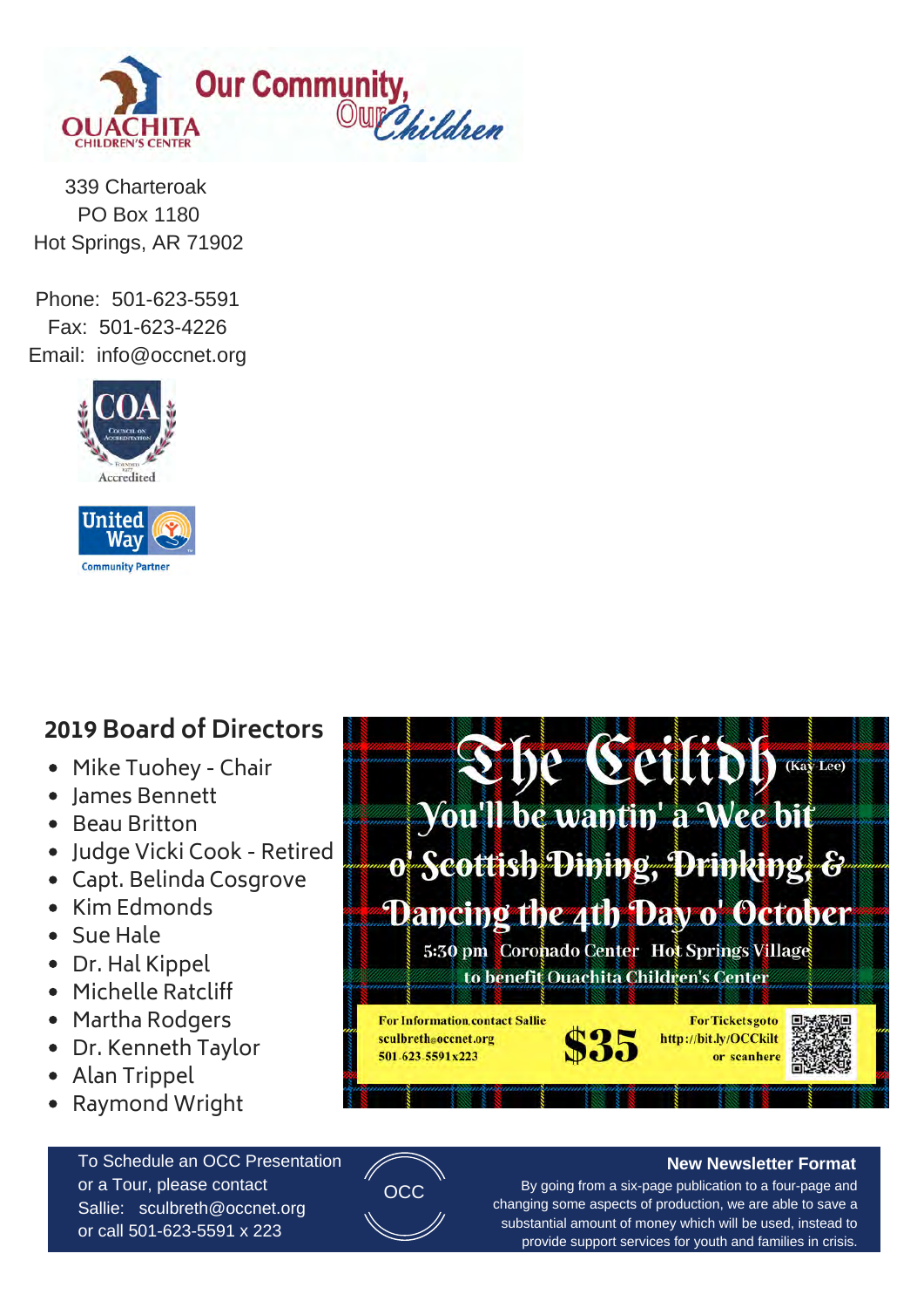Our Community, Our Children

OUACHITA CHILDREN'S CENTER

339 Charteroak
PO Box 1180
Hot Springs, AR 71902

Phone: 501-623-5591
Fax: 501-623-4226
Email: info@occnet.org

COA Council on Accreditation Accredited

United Way Community Partner

## 2019 Board of Directors

- Mike Tuohey - Chair
- James Bennett
- Beau Britton
- Judge Vicki Cook - Retired
- Capt. Belinda Cosgrove
- Kim Edmonds
- Sue Hale
- Dr. Hal Kippel
- Michelle Ratcliff
- Martha Rodgers
- Dr. Kenneth Taylor
- Alan Trippel
- Raymond Wright

## The Ceilidh (Kay Lee)

You'll be wantin' a Wee bit o' Scottish Dining, Drinking, & Dancing the 4th Day o' October

5:30 pm Coronado Center Hot Springs Village

to benefit Ouachita Children's Center

For Information contact Sallie
sculbreth@occnet.org
501-623-5591x223

$35

For Tickets go to
http://bit.ly/OCCkilt
or scan here

To Schedule an OCC Presentation or a Tour, please contact
Sallie: sculbreth@occnet.org
or call 501-623-5591 x 223

OCC

**New Newsletter Format**

By going from a six-page publication to a four-page and changing some aspects of production, we are able to save a substantial amount of money which will be used, instead to provide support services for youth and families in crisis.